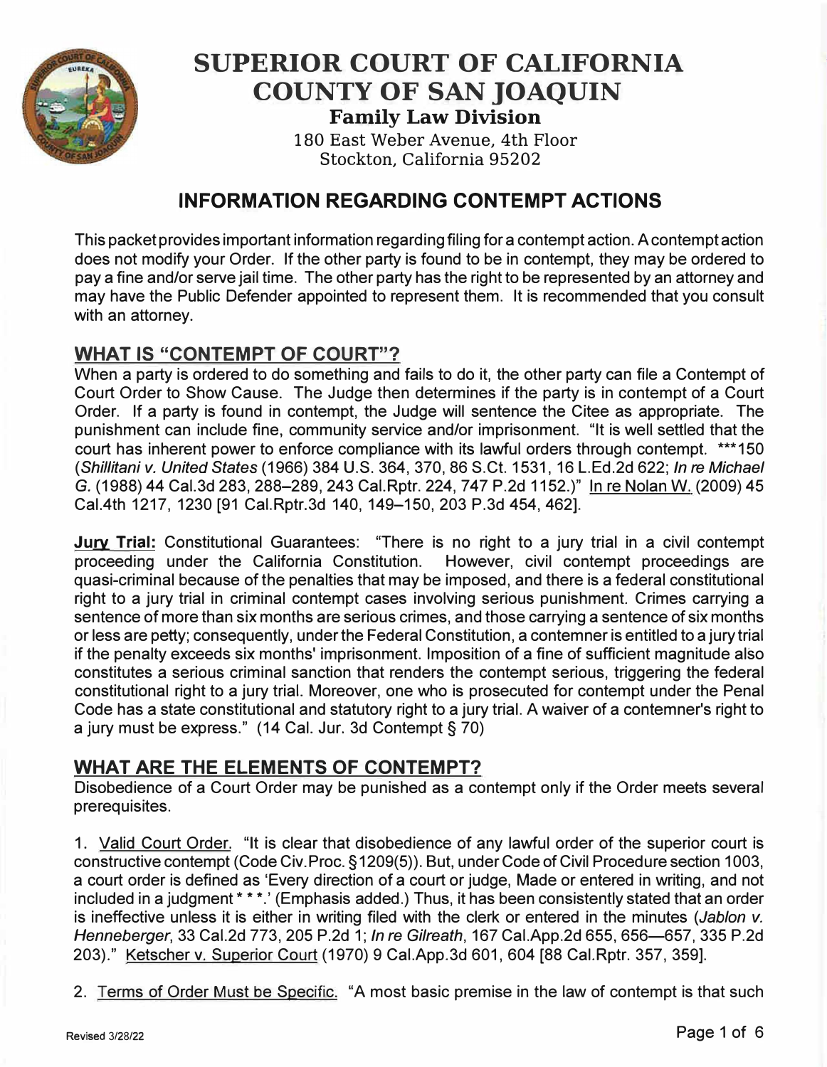# SUPERIOR COURT OF CALIFORNIA COUNTY OF SAN JOAQUIN

**Family Law Division**

180 East Weber Avenue, 4th Floor
Stockton, California 95202

## INFORMATION REGARDING CONTEMPT ACTIONS

This packet provides important information regarding filing for a contempt action. A contempt action does not modify your Order. If the other party is found to be in contempt, they may be ordered to pay a fine and/or serve jail time. The other party has the right to be represented by an attorney and may have the Public Defender appointed to represent them. It is recommended that you consult with an attorney.

## WHAT IS "CONTEMPT OF COURT"?

When a party is ordered to do something and fails to do it, the other party can file a Contempt of Court Order to Show Cause. The Judge then determines if the party is in contempt of a Court Order. If a party is found in contempt, the Judge will sentence the Citee as appropriate. The punishment can include fine, community service and/or imprisonment. "It is well settled that the court has inherent power to enforce compliance with its lawful orders through contempt. ***150 (*Shillitani v. United States* (1966) 384 U.S. 364, 370, 86 S.Ct. 1531, 16 L.Ed.2d 622; *In re Michael G.* (1988) 44 Cal.3d 283, 288–289, 243 Cal.Rptr. 224, 747 P.2d 1152.)" In re Nolan W. (2009) 45 Cal.4th 1217, 1230 [91 Cal.Rptr.3d 140, 149–150, 203 P.3d 454, 462].

**Jury Trial:** Constitutional Guarantees: "There is no right to a jury trial in a civil contempt proceeding under the California Constitution. However, civil contempt proceedings are quasi-criminal because of the penalties that may be imposed, and there is a federal constitutional right to a jury trial in criminal contempt cases involving serious punishment. Crimes carrying a sentence of more than six months are serious crimes, and those carrying a sentence of six months or less are petty; consequently, under the Federal Constitution, a contemner is entitled to a jury trial if the penalty exceeds six months' imprisonment. Imposition of a fine of sufficient magnitude also constitutes a serious criminal sanction that renders the contempt serious, triggering the federal constitutional right to a jury trial. Moreover, one who is prosecuted for contempt under the Penal Code has a state constitutional and statutory right to a jury trial. A waiver of a contemner's right to a jury must be express." (14 Cal. Jur. 3d Contempt § 70)

## WHAT ARE THE ELEMENTS OF CONTEMPT?

Disobedience of a Court Order may be punished as a contempt only if the Order meets several prerequisites.

1. Valid Court Order. "It is clear that disobedience of any lawful order of the superior court is constructive contempt (Code Civ.Proc. §1209(5)). But, under Code of Civil Procedure section 1003, a court order is defined as 'Every direction of a court or judge, Made or entered in writing, and not included in a judgment * * *.' (Emphasis added.) Thus, it has been consistently stated that an order is ineffective unless it is either in writing filed with the clerk or entered in the minutes (*Jablon v. Henneberger*, 33 Cal.2d 773, 205 P.2d 1; *In re Gilreath*, 167 Cal.App.2d 655, 656—657, 335 P.2d 203)." Ketscher v. Superior Court (1970) 9 Cal.App.3d 601, 604 [88 Cal.Rptr. 357, 359].

2. Terms of Order Must be Specific. "A most basic premise in the law of contempt is that such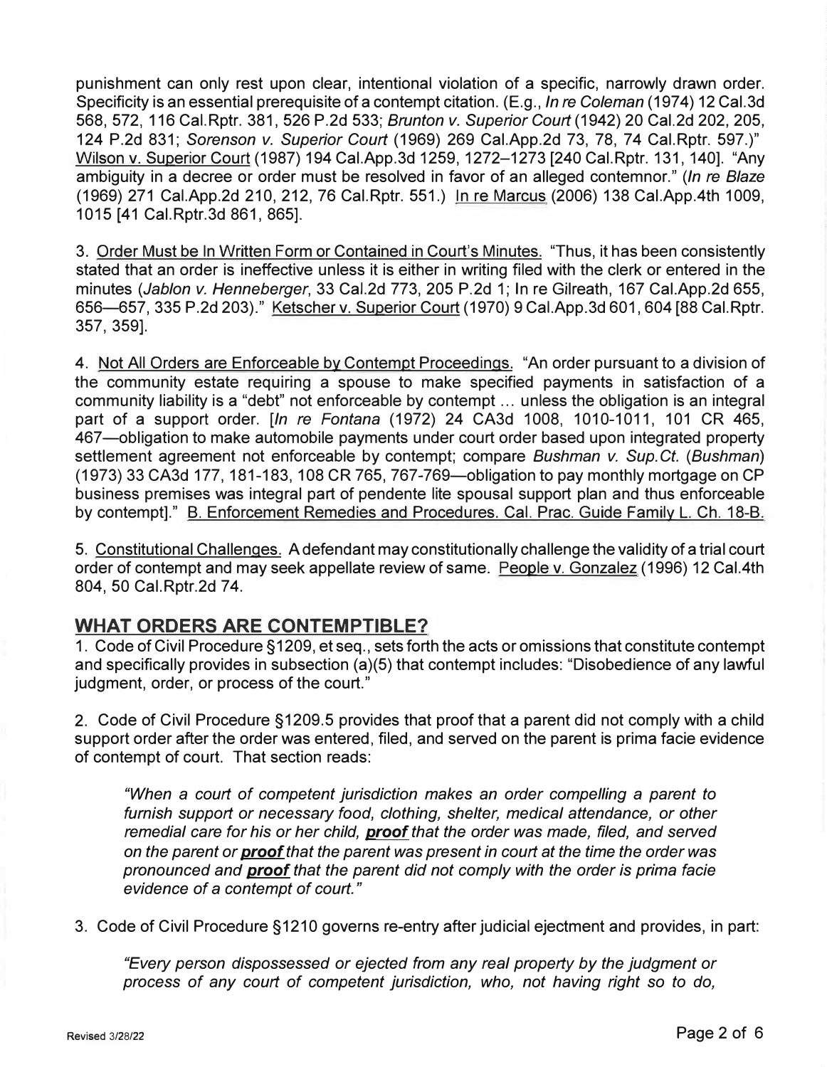punishment can only rest upon clear, intentional violation of a specific, narrowly drawn order. Specificity is an essential prerequisite of a contempt citation. (E.g., *In re Coleman* (1974) 12 Cal.3d 568, 572, 116 Cal.Rptr. 381, 526 P.2d 533; *Brunton v. Superior Court* (1942) 20 Cal.2d 202, 205, 124 P.2d 831; *Sorenson v. Superior Court* (1969) 269 Cal.App.2d 73, 78, 74 Cal.Rptr. 597.)" Wilson v. Superior Court (1987) 194 Cal.App.3d 1259, 1272–1273 [240 Cal.Rptr. 131, 140]. "Any ambiguity in a decree or order must be resolved in favor of an alleged contemnor." (*In re Blaze* (1969) 271 Cal.App.2d 210, 212, 76 Cal.Rptr. 551.) In re Marcus (2006) 138 Cal.App.4th 1009, 1015 [41 Cal.Rptr.3d 861, 865].

3. Order Must be In Written Form or Contained in Court's Minutes. "Thus, it has been consistently stated that an order is ineffective unless it is either in writing filed with the clerk or entered in the minutes (*Jablon v. Henneberger*, 33 Cal.2d 773, 205 P.2d 1; In re Gilreath, 167 Cal.App.2d 655, 656—657, 335 P.2d 203)." Ketscher v. Superior Court (1970) 9 Cal.App.3d 601, 604 [88 Cal.Rptr. 357, 359].

4. Not All Orders are Enforceable by Contempt Proceedings. "An order pursuant to a division of the community estate requiring a spouse to make specified payments in satisfaction of a community liability is a "debt" not enforceable by contempt ... unless the obligation is an integral part of a support order. [*In re Fontana* (1972) 24 CA3d 1008, 1010-1011, 101 CR 465, 467—obligation to make automobile payments under court order based upon integrated property settlement agreement not enforceable by contempt; compare *Bushman v. Sup.Ct.* (*Bushman*) (1973) 33 CA3d 177, 181-183, 108 CR 765, 767-769—obligation to pay monthly mortgage on CP business premises was integral part of pendente lite spousal support plan and thus enforceable by contempt]." B. Enforcement Remedies and Procedures. Cal. Prac. Guide Family L. Ch. 18-B.

5. Constitutional Challenges. A defendant may constitutionally challenge the validity of a trial court order of contempt and may seek appellate review of same. People v. Gonzalez (1996) 12 Cal.4th 804, 50 Cal.Rptr.2d 74.

## WHAT ORDERS ARE CONTEMPTIBLE?

1. Code of Civil Procedure §1209, et seq., sets forth the acts or omissions that constitute contempt and specifically provides in subsection (a)(5) that contempt includes: "Disobedience of any lawful judgment, order, or process of the court."

2. Code of Civil Procedure §1209.5 provides that proof that a parent did not comply with a child support order after the order was entered, filed, and served on the parent is prima facie evidence of contempt of court. That section reads:

> *"When a court of competent jurisdiction makes an order compelling a parent to furnish support or necessary food, clothing, shelter, medical attendance, or other remedial care for his or her child,* ***proof*** *that the order was made, filed, and served on the parent or* ***proof*** *that the parent was present in court at the time the order was pronounced and* ***proof*** *that the parent did not comply with the order is prima facie evidence of a contempt of court."*

3. Code of Civil Procedure §1210 governs re-entry after judicial ejectment and provides, in part:

> *"Every person dispossessed or ejected from any real property by the judgment or process of any court of competent jurisdiction, who, not having right so to do,*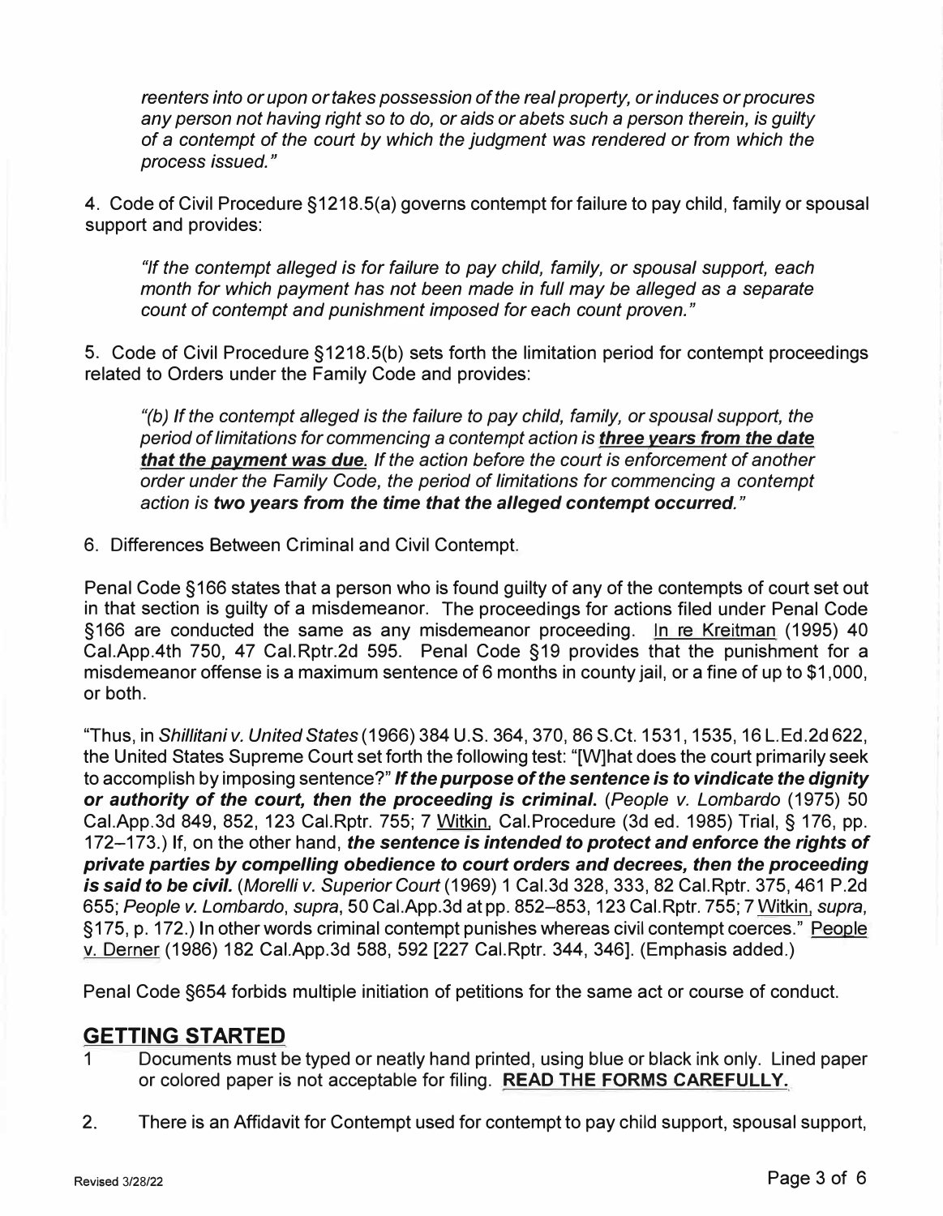*reenters into or upon or takes possession of the real property, or induces or procures any person not having right so to do, or aids or abets such a person therein, is guilty of a contempt of the court by which the judgment was rendered or from which the process issued."*

4. Code of Civil Procedure §1218.5(a) governs contempt for failure to pay child, family or spousal support and provides:

   *"If the contempt alleged is for failure to pay child, family, or spousal support, each month for which payment has not been made in full may be alleged as a separate count of contempt and punishment imposed for each count proven."*

5. Code of Civil Procedure §1218.5(b) sets forth the limitation period for contempt proceedings related to Orders under the Family Code and provides:

   *"(b) If the contempt alleged is the failure to pay child, family, or spousal support, the period of limitations for commencing a contempt action is **three years from the date that the payment was due.** If the action before the court is enforcement of another order under the Family Code, the period of limitations for commencing a contempt action is **two years from the time that the alleged contempt occurred.**"*

6. Differences Between Criminal and Civil Contempt.

Penal Code §166 states that a person who is found guilty of any of the contempts of court set out in that section is guilty of a misdemeanor. The proceedings for actions filed under Penal Code §166 are conducted the same as any misdemeanor proceeding. In re Kreitman (1995) 40 Cal.App.4th 750, 47 Cal.Rptr.2d 595. Penal Code §19 provides that the punishment for a misdemeanor offense is a maximum sentence of 6 months in county jail, or a fine of up to $1,000, or both.

"Thus, in *Shillitani v. United States* (1966) 384 U.S. 364, 370, 86 S.Ct. 1531, 1535, 16 L.Ed.2d 622, the United States Supreme Court set forth the following test: "[W]hat does the court primarily seek to accomplish by imposing sentence?" ***If the purpose of the sentence is to vindicate the dignity or authority of the court, then the proceeding is criminal.*** (*People v. Lombardo* (1975) 50 Cal.App.3d 849, 852, 123 Cal.Rptr. 755; 7 Witkin, Cal.Procedure (3d ed. 1985) Trial, § 176, pp. 172–173.) If, on the other hand, ***the sentence is intended to protect and enforce the rights of private parties by compelling obedience to court orders and decrees, then the proceeding is said to be civil.*** (*Morelli v. Superior Court* (1969) 1 Cal.3d 328, 333, 82 Cal.Rptr. 375, 461 P.2d 655; *People v. Lombardo*, *supra*, 50 Cal.App.3d at pp. 852–853, 123 Cal.Rptr. 755; 7 Witkin, *supra*, §175, p. 172.) In other words criminal contempt punishes whereas civil contempt coerces." People v. Derner (1986) 182 Cal.App.3d 588, 592 [227 Cal.Rptr. 344, 346]. (Emphasis added.)

Penal Code §654 forbids multiple initiation of petitions for the same act or course of conduct.

## GETTING STARTED

1. Documents must be typed or neatly hand printed, using blue or black ink only. Lined paper or colored paper is not acceptable for filing. **READ THE FORMS CAREFULLY.**

2. There is an Affidavit for Contempt used for contempt to pay child support, spousal support,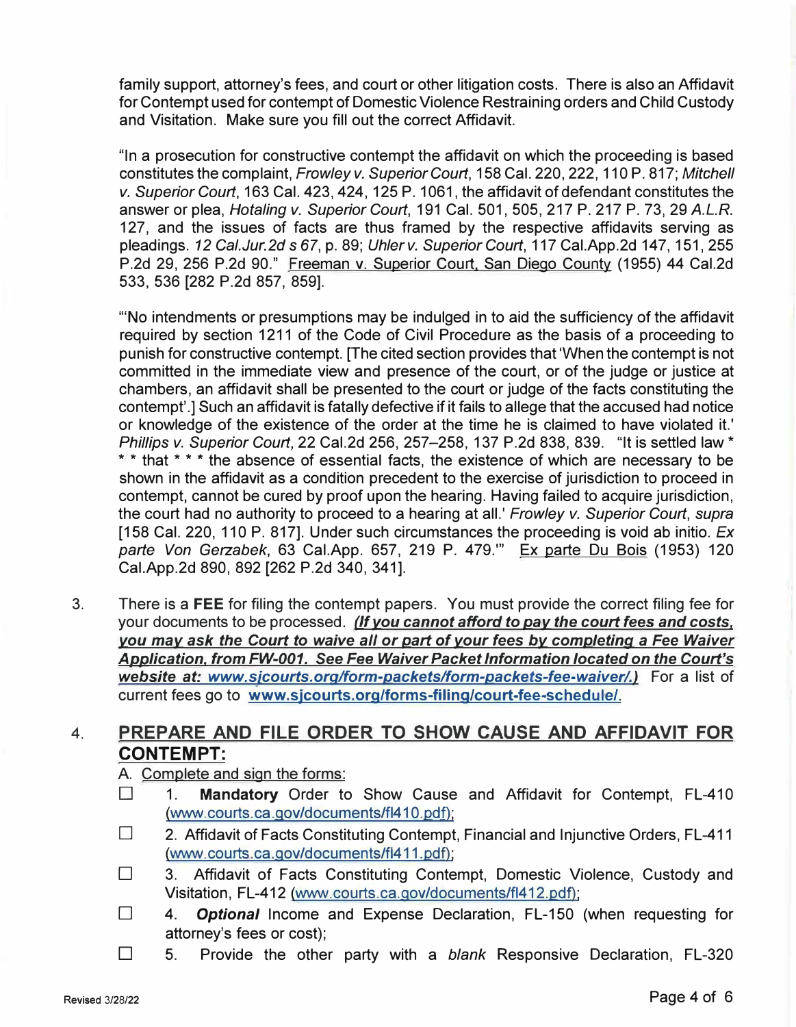family support, attorney's fees, and court or other litigation costs. There is also an Affidavit for Contempt used for contempt of Domestic Violence Restraining orders and Child Custody and Visitation. Make sure you fill out the correct Affidavit.

"In a prosecution for constructive contempt the affidavit on which the proceeding is based constitutes the complaint, *Frowley v. Superior Court*, 158 Cal. 220, 222, 110 P. 817; *Mitchell v. Superior Court*, 163 Cal. 423, 424, 125 P. 1061, the affidavit of defendant constitutes the answer or plea, *Hotaling v. Superior Court*, 191 Cal. 501, 505, 217 P. 217 P. 73, 29 *A.L.R.* 127, and the issues of facts are thus framed by the respective affidavits serving as pleadings. *12 Cal.Jur.2d s 67*, p. 89; *Uhler v. Superior Court*, 117 Cal.App.2d 147, 151, 255 P.2d 29, 256 P.2d 90." Freeman v. Superior Court, San Diego County (1955) 44 Cal.2d 533, 536 [282 P.2d 857, 859].

"'No intendments or presumptions may be indulged in to aid the sufficiency of the affidavit required by section 1211 of the Code of Civil Procedure as the basis of a proceeding to punish for constructive contempt. [The cited section provides that 'When the contempt is not committed in the immediate view and presence of the court, or of the judge or justice at chambers, an affidavit shall be presented to the court or judge of the facts constituting the contempt'.] Such an affidavit is fatally defective if it fails to allege that the accused had notice or knowledge of the existence of the order at the time he is claimed to have violated it.' *Phillips v. Superior Court*, 22 Cal.2d 256, 257–258, 137 P.2d 838, 839. "It is settled law * * * that * * * the absence of essential facts, the existence of which are necessary to be shown in the affidavit as a condition precedent to the exercise of jurisdiction to proceed in contempt, cannot be cured by proof upon the hearing. Having failed to acquire jurisdiction, the court had no authority to proceed to a hearing at all.' *Frowley v. Superior Court*, *supra* [158 Cal. 220, 110 P. 817]. Under such circumstances the proceeding is void ab initio. *Ex parte Von Gerzabek*, 63 Cal.App. 657, 219 P. 479.'" Ex parte Du Bois (1953) 120 Cal.App.2d 890, 892 [262 P.2d 340, 341].

3. There is a **FEE** for filing the contempt papers. You must provide the correct filing fee for your documents to be processed. ***(If you cannot afford to pay the court fees and costs, you may ask the Court to waive all or part of your fees by completing a Fee Waiver Application, from FW-001. See Fee Waiver Packet Information located on the Court's website at: www.sjcourts.org/form-packets/form-packets-fee-waiver/.)*** For a list of current fees go to **www.sjcourts.org/forms-filing/court-fee-schedule/**.

## 4. PREPARE AND FILE ORDER TO SHOW CAUSE AND AFFIDAVIT FOR CONTEMPT:

A. Complete and sign the forms:

- ☐ 1. **Mandatory** Order to Show Cause and Affidavit for Contempt, FL-410 (www.courts.ca.gov/documents/fl410.pdf);
- ☐ 2. Affidavit of Facts Constituting Contempt, Financial and Injunctive Orders, FL-411 (www.courts.ca.gov/documents/fl411.pdf);
- ☐ 3. Affidavit of Facts Constituting Contempt, Domestic Violence, Custody and Visitation, FL-412 (www.courts.ca.gov/documents/fl412.pdf);
- ☐ 4. ***Optional*** Income and Expense Declaration, FL-150 (when requesting for attorney's fees or cost);
- ☐ 5. Provide the other party with a *blank* Responsive Declaration, FL-320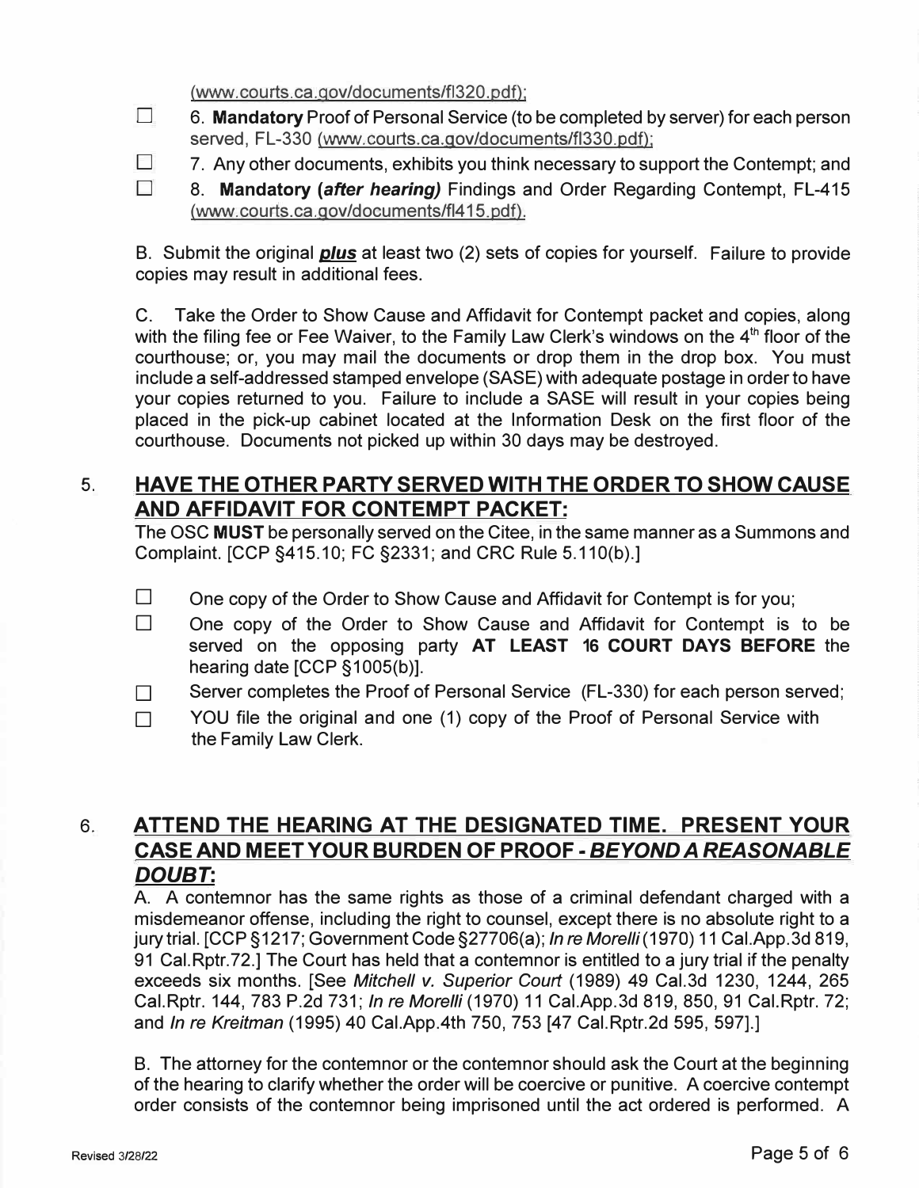(www.courts.ca.gov/documents/fl320.pdf);

- ☐ 6. **Mandatory** Proof of Personal Service (to be completed by server) for each person served, FL-330 (www.courts.ca.gov/documents/fl330.pdf);
- ☐ 7. Any other documents, exhibits you think necessary to support the Contempt; and
- ☐ 8. **Mandatory (*after hearing*)** Findings and Order Regarding Contempt, FL-415 (www.courts.ca.gov/documents/fl415.pdf).

B. Submit the original ***plus*** at least two (2) sets of copies for yourself. Failure to provide copies may result in additional fees.

C. Take the Order to Show Cause and Affidavit for Contempt packet and copies, along with the filing fee or Fee Waiver, to the Family Law Clerk's windows on the 4th floor of the courthouse; or, you may mail the documents or drop them in the drop box. You must include a self-addressed stamped envelope (SASE) with adequate postage in order to have your copies returned to you. Failure to include a SASE will result in your copies being placed in the pick-up cabinet located at the Information Desk on the first floor of the courthouse. Documents not picked up within 30 days may be destroyed.

## 5. HAVE THE OTHER PARTY SERVED WITH THE ORDER TO SHOW CAUSE AND AFFIDAVIT FOR CONTEMPT PACKET:

The OSC **MUST** be personally served on the Citee, in the same manner as a Summons and Complaint. [CCP §415.10; FC §2331; and CRC Rule 5.110(b).]

- ☐ One copy of the Order to Show Cause and Affidavit for Contempt is for you;
- ☐ One copy of the Order to Show Cause and Affidavit for Contempt is to be served on the opposing party **AT LEAST 16 COURT DAYS BEFORE** the hearing date [CCP §1005(b)].
- ☐ Server completes the Proof of Personal Service (FL-330) for each person served;
- ☐ YOU file the original and one (1) copy of the Proof of Personal Service with the Family Law Clerk.

## 6. ATTEND THE HEARING AT THE DESIGNATED TIME. PRESENT YOUR CASE AND MEET YOUR BURDEN OF PROOF - *BEYOND A REASONABLE DOUBT*:

A. A contemnor has the same rights as those of a criminal defendant charged with a misdemeanor offense, including the right to counsel, except there is no absolute right to a jury trial. [CCP §1217; Government Code §27706(a); *In re Morelli* (1970) 11 Cal.App.3d 819, 91 Cal.Rptr.72.] The Court has held that a contemnor is entitled to a jury trial if the penalty exceeds six months. [See *Mitchell v. Superior Court* (1989) 49 Cal.3d 1230, 1244, 265 Cal.Rptr. 144, 783 P.2d 731; *In re Morelli* (1970) 11 Cal.App.3d 819, 850, 91 Cal.Rptr. 72; and *In re Kreitman* (1995) 40 Cal.App.4th 750, 753 [47 Cal.Rptr.2d 595, 597].]

B. The attorney for the contemnor or the contemnor should ask the Court at the beginning of the hearing to clarify whether the order will be coercive or punitive. A coercive contempt order consists of the contemnor being imprisoned until the act ordered is performed. A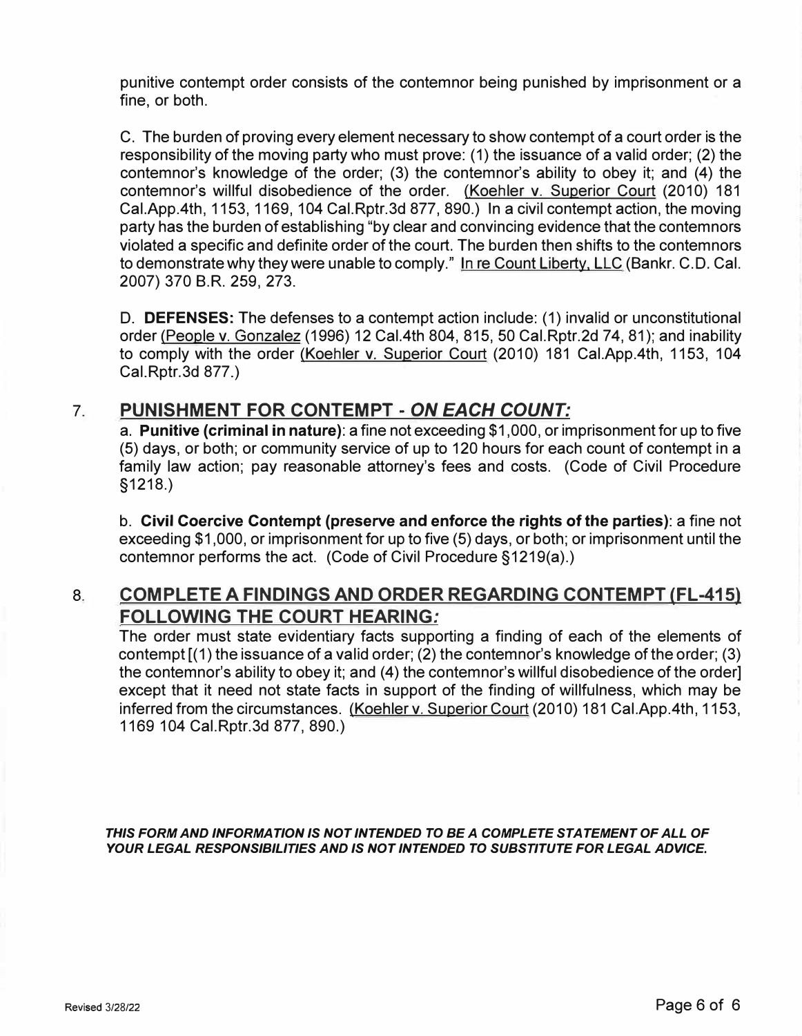punitive contempt order consists of the contemnor being punished by imprisonment or a fine, or both.

C. The burden of proving every element necessary to show contempt of a court order is the responsibility of the moving party who must prove: (1) the issuance of a valid order; (2) the contemnor's knowledge of the order; (3) the contemnor's ability to obey it; and (4) the contemnor's willful disobedience of the order. (Koehler v. Superior Court (2010) 181 Cal.App.4th, 1153, 1169, 104 Cal.Rptr.3d 877, 890.) In a civil contempt action, the moving party has the burden of establishing "by clear and convincing evidence that the contemnors violated a specific and definite order of the court. The burden then shifts to the contemnors to demonstrate why they were unable to comply." In re Count Liberty, LLC (Bankr. C.D. Cal. 2007) 370 B.R. 259, 273.

D. **DEFENSES:** The defenses to a contempt action include: (1) invalid or unconstitutional order (People v. Gonzalez (1996) 12 Cal.4th 804, 815, 50 Cal.Rptr.2d 74, 81); and inability to comply with the order (Koehler v. Superior Court (2010) 181 Cal.App.4th, 1153, 104 Cal.Rptr.3d 877.)

## 7. PUNISHMENT FOR CONTEMPT - *ON EACH COUNT:*

a. **Punitive (criminal in nature)**: a fine not exceeding $1,000, or imprisonment for up to five (5) days, or both; or community service of up to 120 hours for each count of contempt in a family law action; pay reasonable attorney's fees and costs. (Code of Civil Procedure §1218.)

b. **Civil Coercive Contempt (preserve and enforce the rights of the parties)**: a fine not exceeding $1,000, or imprisonment for up to five (5) days, or both; or imprisonment until the contemnor performs the act. (Code of Civil Procedure §1219(a).)

## 8. COMPLETE A FINDINGS AND ORDER REGARDING CONTEMPT (FL-415) FOLLOWING THE COURT HEARING*:*

The order must state evidentiary facts supporting a finding of each of the elements of contempt [(1) the issuance of a valid order; (2) the contemnor's knowledge of the order; (3) the contemnor's ability to obey it; and (4) the contemnor's willful disobedience of the order] except that it need not state facts in support of the finding of willfulness, which may be inferred from the circumstances. (Koehler v. Superior Court (2010) 181 Cal.App.4th, 1153, 1169 104 Cal.Rptr.3d 877, 890.)

***THIS FORM AND INFORMATION IS NOT INTENDED TO BE A COMPLETE STATEMENT OF ALL OF YOUR LEGAL RESPONSIBILITIES AND IS NOT INTENDED TO SUBSTITUTE FOR LEGAL ADVICE.***

Revised 3/28/22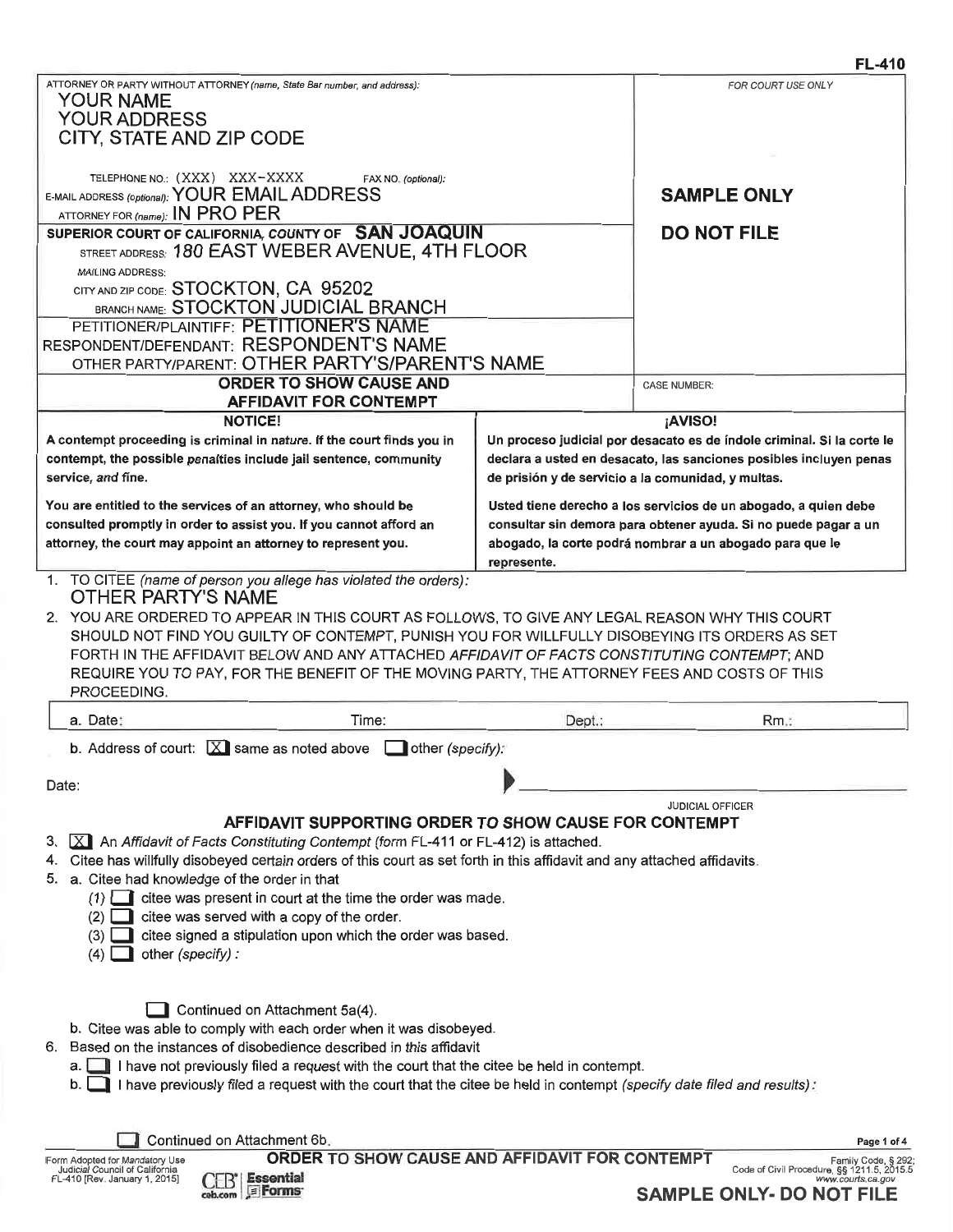FL-410

| ATTORNEY OR PARTY WITHOUT ATTORNEY (name, State Bar number, and address): | FOR COURT USE ONLY |
|---|---|
| YOUR NAME<br>YOUR ADDRESS<br>CITY, STATE AND ZIP CODE<br><br>TELEPHONE NO.: (XXX) XXX-XXXX FAX NO. (optional):<br>E-MAIL ADDRESS (optional): YOUR EMAIL ADDRESS<br>ATTORNEY FOR (name): IN PRO PER | **SAMPLE ONLY**<br><br>**DO NOT FILE** |
| SUPERIOR COURT OF CALIFORNIA, COUNTY OF SAN JOAQUIN<br>STREET ADDRESS: 180 EAST WEBER AVENUE, 4TH FLOOR<br>MAILING ADDRESS:<br>CITY AND ZIP CODE: STOCKTON, CA 95202<br>BRANCH NAME: STOCKTON JUDICIAL BRANCH | |
| PETITIONER/PLAINTIFF: PETITIONER'S NAME<br>RESPONDENT/DEFENDANT: RESPONDENT'S NAME<br>OTHER PARTY/PARENT: OTHER PARTY'S/PARENT'S NAME | |
| **ORDER TO SHOW CAUSE AND AFFIDAVIT FOR CONTEMPT** | CASE NUMBER: |

| **NOTICE!** | **¡AVISO!** |
|---|---|
| **A contempt proceeding is criminal in nature. If the court finds you in contempt, the possible penalties include jail sentence, community service, and fine.** | **Un proceso judicial por desacato es de índole criminal. Si la corte le declara a usted en desacato, las sanciones posibles incluyen penas de prisión y de servicio a la comunidad, y multas.** |
| **You are entitled to the services of an attorney, who should be consulted promptly in order to assist you. If you cannot afford an attorney, the court may appoint an attorney to represent you.** | **Usted tiene derecho a los servicios de un abogado, a quien debe consultar sin demora para obtener ayuda. Si no puede pagar a un abogado, la corte podrá nombrar a un abogado para que le represente.** |

1. TO CITEE (name of person you allege has violated the orders):
   OTHER PARTY'S NAME
2. YOU ARE ORDERED TO APPEAR IN THIS COURT AS FOLLOWS, TO GIVE ANY LEGAL REASON WHY THIS COURT SHOULD NOT FIND YOU GUILTY OF CONTEMPT, PUNISH YOU FOR WILLFULLY DISOBEYING ITS ORDERS AS SET FORTH IN THE AFFIDAVIT BELOW AND ANY ATTACHED *AFFIDAVIT OF FACTS CONSTITUTING CONTEMPT*; AND REQUIRE YOU TO PAY, FOR THE BENEFIT OF THE MOVING PARTY, THE ATTORNEY FEES AND COSTS OF THIS PROCEEDING.

| a. Date: | Time: | Dept.: | Rm.: |
|---|---|---|---|

   b. Address of court: [X] same as noted above [ ] other (specify):

Date:

\_\_\_\_\_\_\_\_\_\_\_\_\_\_\_\_\_\_\_\_\_\_\_\_
JUDICIAL OFFICER

## AFFIDAVIT SUPPORTING ORDER TO SHOW CAUSE FOR CONTEMPT

3. [X] An *Affidavit of Facts Constituting Contempt* (form FL-411 or FL-412) is attached.
4. Citee has willfully disobeyed certain orders of this court as set forth in this affidavit and any attached affidavits.
5. a. Citee had knowledge of the order in that
   (1) [ ] citee was present in court at the time the order was made.
   (2) [ ] citee was served with a copy of the order.
   (3) [ ] citee signed a stipulation upon which the order was based.
   (4) [ ] other (specify):

   [ ] Continued on Attachment 5a(4).

   b. Citee was able to comply with each order when it was disobeyed.
6. Based on the instances of disobedience described in this affidavit
   a. [ ] I have not previously filed a request with the court that the citee be held in contempt.
   b. [ ] I have previously filed a request with the court that the citee be held in contempt (specify date filed and results):

   [ ] Continued on Attachment 6b.

Form Adopted for Mandatory Use
Judicial Council of California
FL-410 [Rev. January 1, 2015]

**ORDER TO SHOW CAUSE AND AFFIDAVIT FOR CONTEMPT**

Family Code, § 292;
Code of Civil Procedure, §§ 1211.5, 2015.5
www.courts.ca.gov

**SAMPLE ONLY- DO NOT FILE**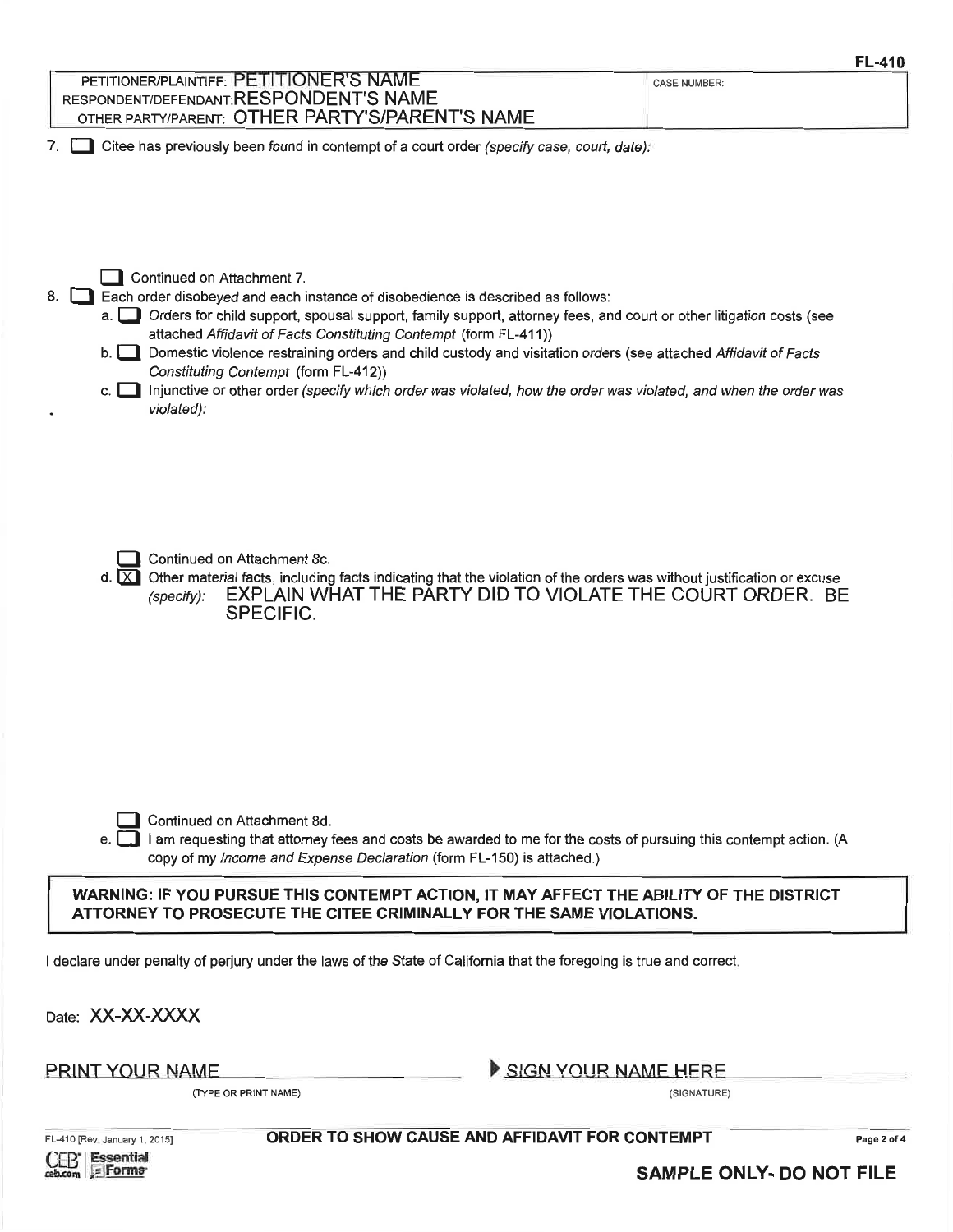FL-410

| PETITIONER/PLAINTIFF: PETITIONER'S NAME<br>RESPONDENT/DEFENDANT: RESPONDENT'S NAME<br>OTHER PARTY/PARENT: OTHER PARTY'S/PARENT'S NAME | CASE NUMBER: |
|---|---|

7. ☐ Citee has previously been found in contempt of a court order *(specify case, court, date):*

   ☐ Continued on Attachment 7.

8. ☐ Each order disobeyed and each instance of disobedience is described as follows:
   a. ☐ Orders for child support, spousal support, family support, attorney fees, and court or other litigation costs (see attached *Affidavit of Facts Constituting Contempt* (form FL-411))
   b. ☐ Domestic violence restraining orders and child custody and visitation orders (see attached *Affidavit of Facts Constituting Contempt* (form FL-412))
   c. ☐ Injunctive or other order *(specify which order was violated, how the order was violated, and when the order was violated):*

      ☐ Continued on Attachment 8c.

   d. ☒ Other material facts, including facts indicating that the violation of the orders was without justification or excuse *(specify):* EXPLAIN WHAT THE PARTY DID TO VIOLATE THE COURT ORDER. BE SPECIFIC.

      ☐ Continued on Attachment 8d.

   e. ☐ I am requesting that attorney fees and costs be awarded to me for the costs of pursuing this contempt action. (A copy of my *Income and Expense Declaration* (form FL-150) is attached.)

**WARNING: IF YOU PURSUE THIS CONTEMPT ACTION, IT MAY AFFECT THE ABILITY OF THE DISTRICT ATTORNEY TO PROSECUTE THE CITEE CRIMINALLY FOR THE SAME VIOLATIONS.**

I declare under penalty of perjury under the laws of the State of California that the foregoing is true and correct.

Date: XX-XX-XXXX

PRINT YOUR NAME
(TYPE OR PRINT NAME)

SIGN YOUR NAME HERE
(SIGNATURE)

**ORDER TO SHOW CAUSE AND AFFIDAVIT FOR CONTEMPT**

**SAMPLE ONLY- DO NOT FILE**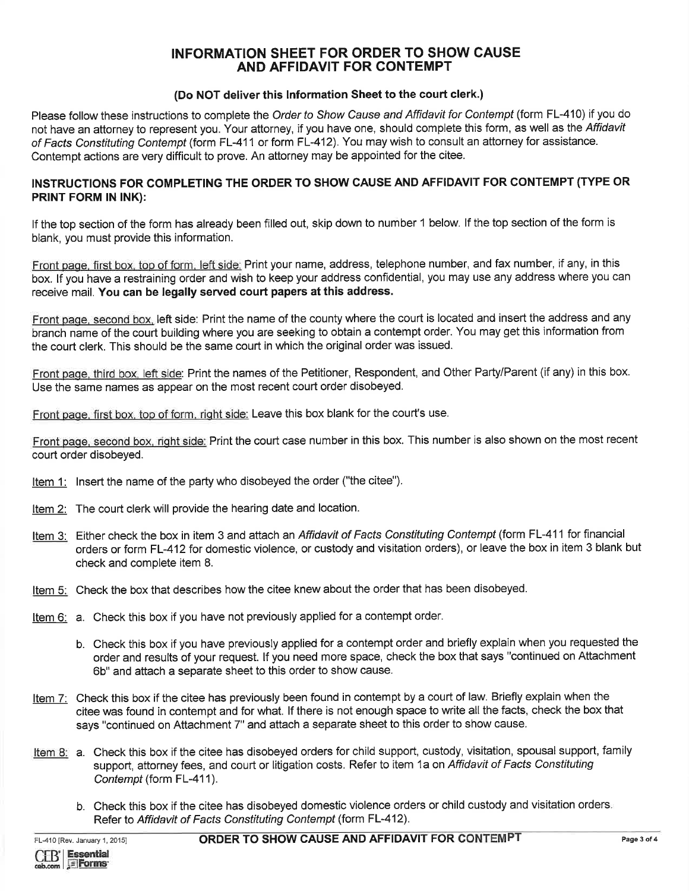## INFORMATION SHEET FOR ORDER TO SHOW CAUSE AND AFFIDAVIT FOR CONTEMPT

**(Do NOT deliver this Information Sheet to the court clerk.)**

Please follow these instructions to complete the *Order to Show Cause and Affidavit for Contempt* (form FL-410) if you do not have an attorney to represent you. Your attorney, if you have one, should complete this form, as well as the *Affidavit of Facts Constituting Contempt* (form FL-411 or form FL-412). You may wish to consult an attorney for assistance. Contempt actions are very difficult to prove. An attorney may be appointed for the citee.

### INSTRUCTIONS FOR COMPLETING THE ORDER TO SHOW CAUSE AND AFFIDAVIT FOR CONTEMPT (TYPE OR PRINT FORM IN INK):

If the top section of the form has already been filled out, skip down to number 1 below. If the top section of the form is blank, you must provide this information.

Front page, first box, top of form, left side: Print your name, address, telephone number, and fax number, if any, in this box. If you have a restraining order and wish to keep your address confidential, you may use any address where you can receive mail. **You can be legally served court papers at this address.**

Front page, second box, left side: Print the name of the county where the court is located and insert the address and any branch name of the court building where you are seeking to obtain a contempt order. You may get this information from the court clerk. This should be the same court in which the original order was issued.

Front page, third box, left side: Print the names of the Petitioner, Respondent, and Other Party/Parent (if any) in this box. Use the same names as appear on the most recent court order disobeyed.

Front page, first box, top of form, right side: Leave this box blank for the court's use.

Front page, second box, right side: Print the court case number in this box. This number is also shown on the most recent court order disobeyed.

Item 1: Insert the name of the party who disobeyed the order ("the citee").

Item 2: The court clerk will provide the hearing date and location.

Item 3: Either check the box in item 3 and attach an *Affidavit of Facts Constituting Contempt* (form FL-411 for financial orders or form FL-412 for domestic violence, or custody and visitation orders), or leave the box in item 3 blank but check and complete item 8.

Item 5: Check the box that describes how the citee knew about the order that has been disobeyed.

Item 6: a. Check this box if you have not previously applied for a contempt order.

b. Check this box if you have previously applied for a contempt order and briefly explain when you requested the order and results of your request. If you need more space, check the box that says "continued on Attachment 6b" and attach a separate sheet to this order to show cause.

Item 7: Check this box if the citee has previously been found in contempt by a court of law. Briefly explain when the citee was found in contempt and for what. If there is not enough space to write all the facts, check the box that says "continued on Attachment 7" and attach a separate sheet to this order to show cause.

Item 8: a. Check this box if the citee has disobeyed orders for child support, custody, visitation, spousal support, family support, attorney fees, and court or litigation costs. Refer to item 1a on *Affidavit of Facts Constituting Contempt* (form FL-411).

b. Check this box if the citee has disobeyed domestic violence orders or child custody and visitation orders. Refer to *Affidavit of Facts Constituting Contempt* (form FL-412).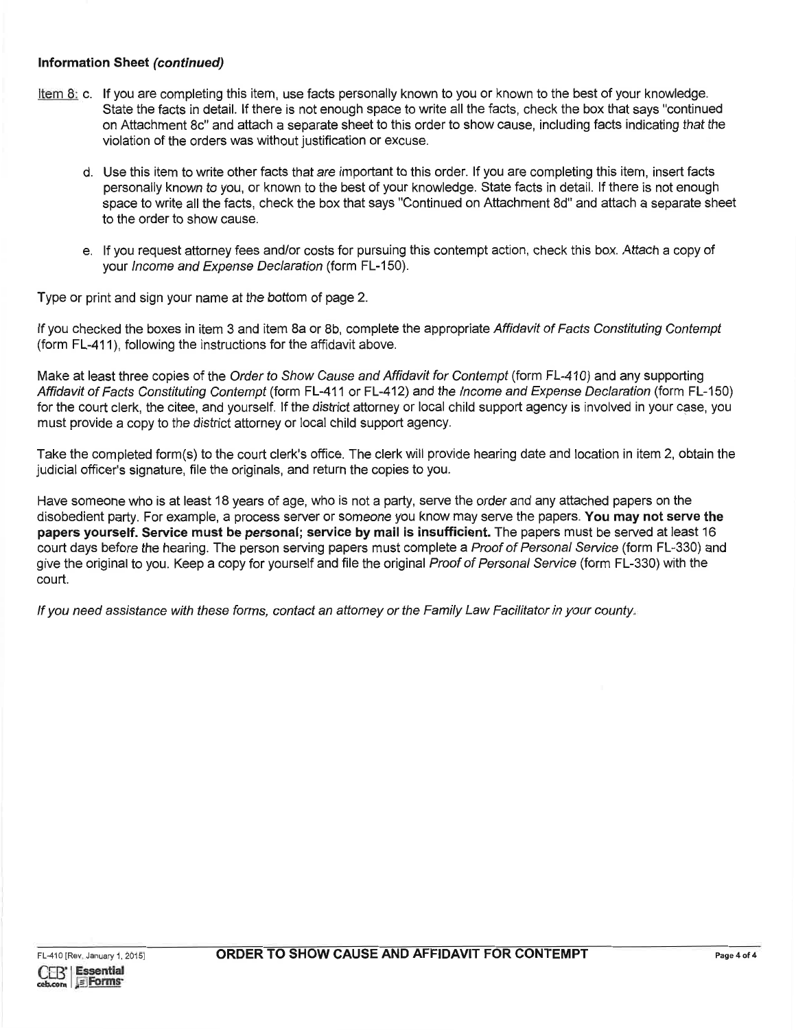**Information Sheet *(continued)***

Item 8: c. If you are completing this item, use facts personally known to you or known to the best of your knowledge. State the facts in detail. If there is not enough space to write all the facts, check the box that says "continued on Attachment 8c" and attach a separate sheet to this order to show cause, including facts indicating that the violation of the orders was without justification or excuse.

d. Use this item to write other facts that are important to this order. If you are completing this item, insert facts personally known to you, or known to the best of your knowledge. State facts in detail. If there is not enough space to write all the facts, check the box that says "Continued on Attachment 8d" and attach a separate sheet to the order to show cause.

e. If you request attorney fees and/or costs for pursuing this contempt action, check this box. Attach a copy of your *Income and Expense Declaration* (form FL-150).

Type or print and sign your name at the bottom of page 2.

If you checked the boxes in item 3 and item 8a or 8b, complete the appropriate *Affidavit of Facts Constituting Contempt* (form FL-411), following the instructions for the affidavit above.

Make at least three copies of the *Order to Show Cause and Affidavit for Contempt* (form FL-410) and any supporting *Affidavit of Facts Constituting Contempt* (form FL-411 or FL-412) and the *Income and Expense Declaration* (form FL-150) for the court clerk, the citee, and yourself. If the district attorney or local child support agency is involved in your case, you must provide a copy to the district attorney or local child support agency.

Take the completed form(s) to the court clerk's office. The clerk will provide hearing date and location in item 2, obtain the judicial officer's signature, file the originals, and return the copies to you.

Have someone who is at least 18 years of age, who is not a party, serve the order and any attached papers on the disobedient party. For example, a process server or someone you know may serve the papers. **You may not serve the papers yourself. Service must be personal; service by mail is insufficient.** The papers must be served at least 16 court days before the hearing. The person serving papers must complete a *Proof of Personal Service* (form FL-330) and give the original to you. Keep a copy for yourself and file the original *Proof of Personal Service* (form FL-330) with the court.

*If you need assistance with these forms, contact an attorney or the Family Law Facilitator in your county.*

FL-410 [Rev. January 1, 2015] **ORDER TO SHOW CAUSE AND AFFIDAVIT FOR CONTEMPT**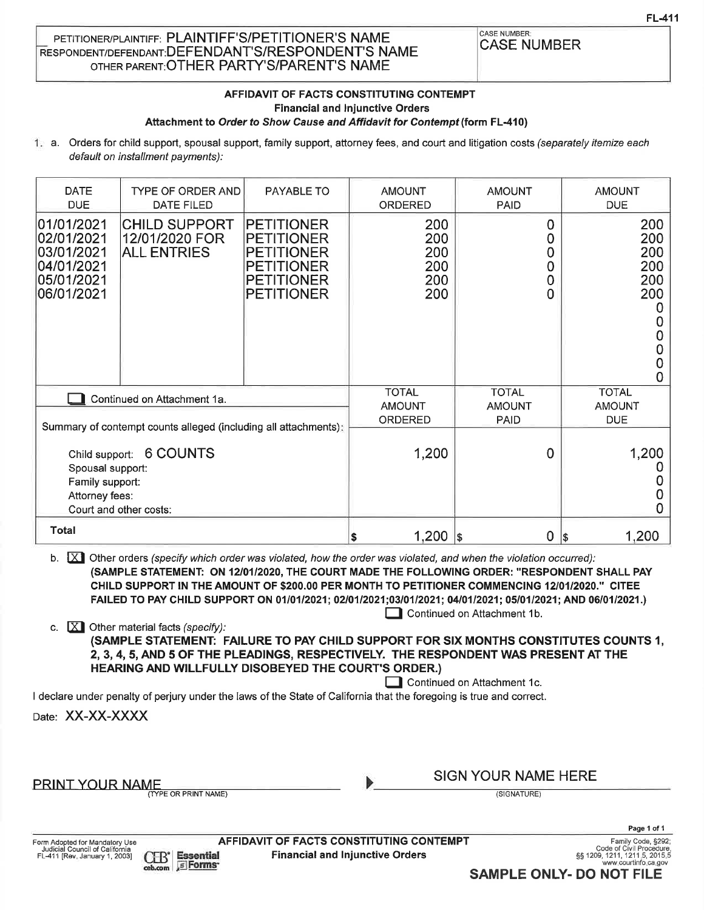FL-411

PETITIONER/PLAINTIFF: PLAINTIFF'S/PETITIONER'S NAME
RESPONDENT/DEFENDANT: DEFENDANT'S/RESPONDENT'S NAME
OTHER PARENT: OTHER PARTY'S/PARENT'S NAME

CASE NUMBER: CASE NUMBER

## AFFIDAVIT OF FACTS CONSTITUTING CONTEMPT
### Financial and Injunctive Orders
### Attachment to *Order to Show Cause and Affidavit for Contempt* (form FL-410)

1. a. Orders for child support, spousal support, family support, attorney fees, and court and litigation costs *(separately itemize each default on installment payments)*:

| DATE DUE | TYPE OF ORDER AND DATE FILED | PAYABLE TO | AMOUNT ORDERED | AMOUNT PAID | AMOUNT DUE |
|---|---|---|---|---|---|
| 01/01/2021 | CHILD SUPPORT 12/01/2020 FOR ALL ENTRIES | PETITIONER | 200 | 0 | 200 |
| 02/01/2021 | | PETITIONER | 200 | 0 | 200 |
| 03/01/2021 | | PETITIONER | 200 | 0 | 200 |
| 04/01/2021 | | PETITIONER | 200 | 0 | 200 |
| 05/01/2021 | | PETITIONER | 200 | 0 | 200 |
| 06/01/2021 | | PETITIONER | 200 | 0 | 200 |
| | | | | | 0 |
| | | | | | 0 |
| | | | | | 0 |
| | | | | | 0 |
| | | | | | 0 |
| | | | | | 0 |

☐ Continued on Attachment 1a.

| Summary of contempt counts alleged (including all attachments): | TOTAL AMOUNT ORDERED | TOTAL AMOUNT PAID | TOTAL AMOUNT DUE |
|---|---|---|---|
| Child support: 6 COUNTS | 1,200 | 0 | 1,200 |
| Spousal support: | | | 0 |
| Family support: | | | 0 |
| Attorney fees: | | | 0 |
| Court and other costs: | | | 0 |
| **Total** | $ 1,200 | $ 0 | $ 1,200 |

b. ☒ Other orders *(specify which order was violated, how the order was violated, and when the violation occurred)*:
**(SAMPLE STATEMENT: ON 12/01/2020, THE COURT MADE THE FOLLOWING ORDER: "RESPONDENT SHALL PAY CHILD SUPPORT IN THE AMOUNT OF $200.00 PER MONTH TO PETITIONER COMMENCING 12/01/2020." CITEE FAILED TO PAY CHILD SUPPORT ON 01/01/2021; 02/01/2021;03/01/2021; 04/01/2021; 05/01/2021; AND 06/01/2021.)**

☐ Continued on Attachment 1b.

c. ☒ Other material facts *(specify)*:
**(SAMPLE STATEMENT: FAILURE TO PAY CHILD SUPPORT FOR SIX MONTHS CONSTITUTES COUNTS 1, 2, 3, 4, 5, AND 5 OF THE PLEADINGS, RESPECTIVELY. THE RESPONDENT WAS PRESENT AT THE HEARING AND WILLFULLY DISOBEYED THE COURT'S ORDER.)**

☐ Continued on Attachment 1c.

I declare under penalty of perjury under the laws of the State of California that the foregoing is true and correct.

Date: XX-XX-XXXX

PRINT YOUR NAME
(TYPE OR PRINT NAME)

SIGN YOUR NAME HERE
(SIGNATURE)

Form Adopted for Mandatory Use
Judicial Council of California
FL-411 [Rev. January 1, 2003]

AFFIDAVIT OF FACTS CONSTITUTING CONTEMPT
Financial and Injunctive Orders

Family Code, §292;
Code of Civil Procedure, §§ 1209, 1211, 1211.5, 2015.5
www.courtinfo.ca.gov

**SAMPLE ONLY- DO NOT FILE**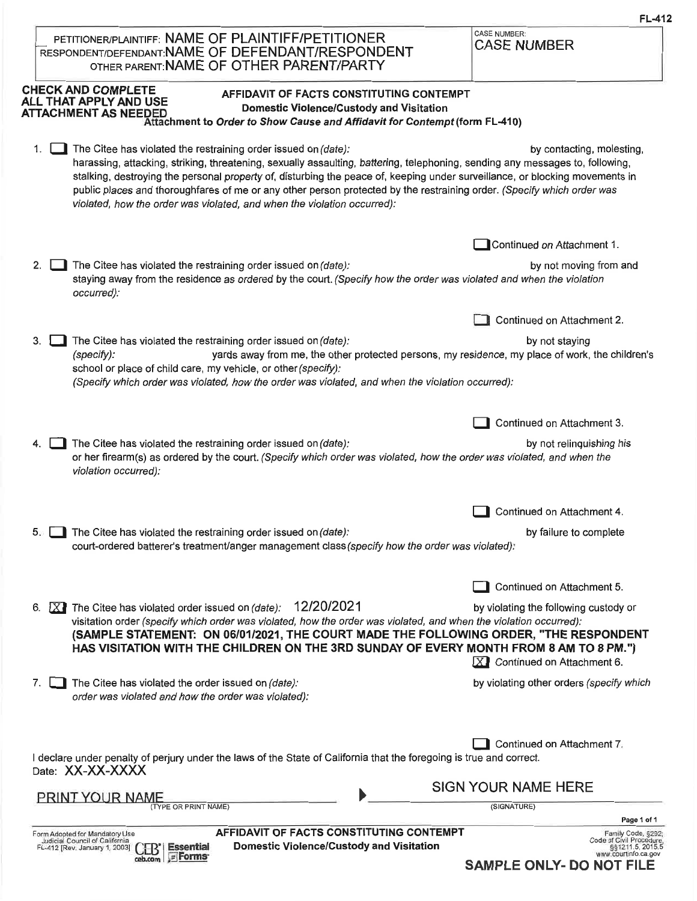FL-412

PETITIONER/PLAINTIFF: NAME OF PLAINTIFF/PETITIONER
RESPONDENT/DEFENDANT: NAME OF DEFENDANT/RESPONDENT
OTHER PARENT: NAME OF OTHER PARENT/PARTY

CASE NUMBER:
CASE NUMBER

**CHECK AND COMPLETE ALL THAT APPLY AND USE ATTACHMENT AS NEEDED**

## AFFIDAVIT OF FACTS CONSTITUTING CONTEMPT
### Domestic Violence/Custody and Visitation
**Attachment to *Order to Show Cause and Affidavit for Contempt* (form FL-410)**

1. ☐ The Citee has violated the restraining order issued on *(date):* by contacting, molesting, harassing, attacking, striking, threatening, sexually assaulting, battering, telephoning, sending any messages to, following, stalking, destroying the personal property of, disturbing the peace of, keeping under surveillance, or blocking movements in public places and thoroughfares of me or any other person protected by the restraining order. *(Specify which order was violated, how the order was violated, and when the violation occurred):*

   ☐ Continued on Attachment 1.

2. ☐ The Citee has violated the restraining order issued on *(date):* by not moving from and staying away from the residence as ordered by the court. *(Specify how the order was violated and when the violation occurred):*

   ☐ Continued on Attachment 2.

3. ☐ The Citee has violated the restraining order issued on *(date):* by not staying *(specify):* yards away from me, the other protected persons, my residence, my place of work, the children's school or place of child care, my vehicle, or other *(specify):*
   *(Specify which order was violated, how the order was violated, and when the violation occurred):*

   ☐ Continued on Attachment 3.

4. ☐ The Citee has violated the restraining order issued on *(date):* by not relinquishing his or her firearm(s) as ordered by the court. *(Specify which order was violated, how the order was violated, and when the violation occurred):*

   ☐ Continued on Attachment 4.

5. ☐ The Citee has violated the restraining order issued on *(date):* by failure to complete court-ordered batterer's treatment/anger management class *(specify how the order was violated):*

   ☐ Continued on Attachment 5.

6. ☒ The Citee has violated order issued on *(date):* 12/20/2021 by violating the following custody or visitation order *(specify which order was violated, how the order was violated, and when the violation occurred):*
   **(SAMPLE STATEMENT: ON 06/01/2021, THE COURT MADE THE FOLLOWING ORDER, "THE RESPONDENT HAS VISITATION WITH THE CHILDREN ON THE 3RD SUNDAY OF EVERY MONTH FROM 8 AM TO 8 PM.")**

   ☒ Continued on Attachment 6.

7. ☐ The Citee has violated the order issued on *(date):* by violating other orders *(specify which order was violated and how the order was violated):*

   ☐ Continued on Attachment 7.

I declare under penalty of perjury under the laws of the State of California that the foregoing is true and correct.

Date: XX-XX-XXXX

PRINT YOUR NAME ▶ SIGN YOUR NAME HERE
(TYPE OR PRINT NAME) (SIGNATURE)

Form Adopted for Mandatory Use
Judicial Council of California
FL-412 [Rev. January 1, 2003]

**AFFIDAVIT OF FACTS CONSTITUTING CONTEMPT**
**Domestic Violence/Custody and Visitation**

Family Code, §292; Code of Civil Procedure, §§1211.5, 2015.5
www.courtinfo.ca.gov

**SAMPLE ONLY- DO NOT FILE**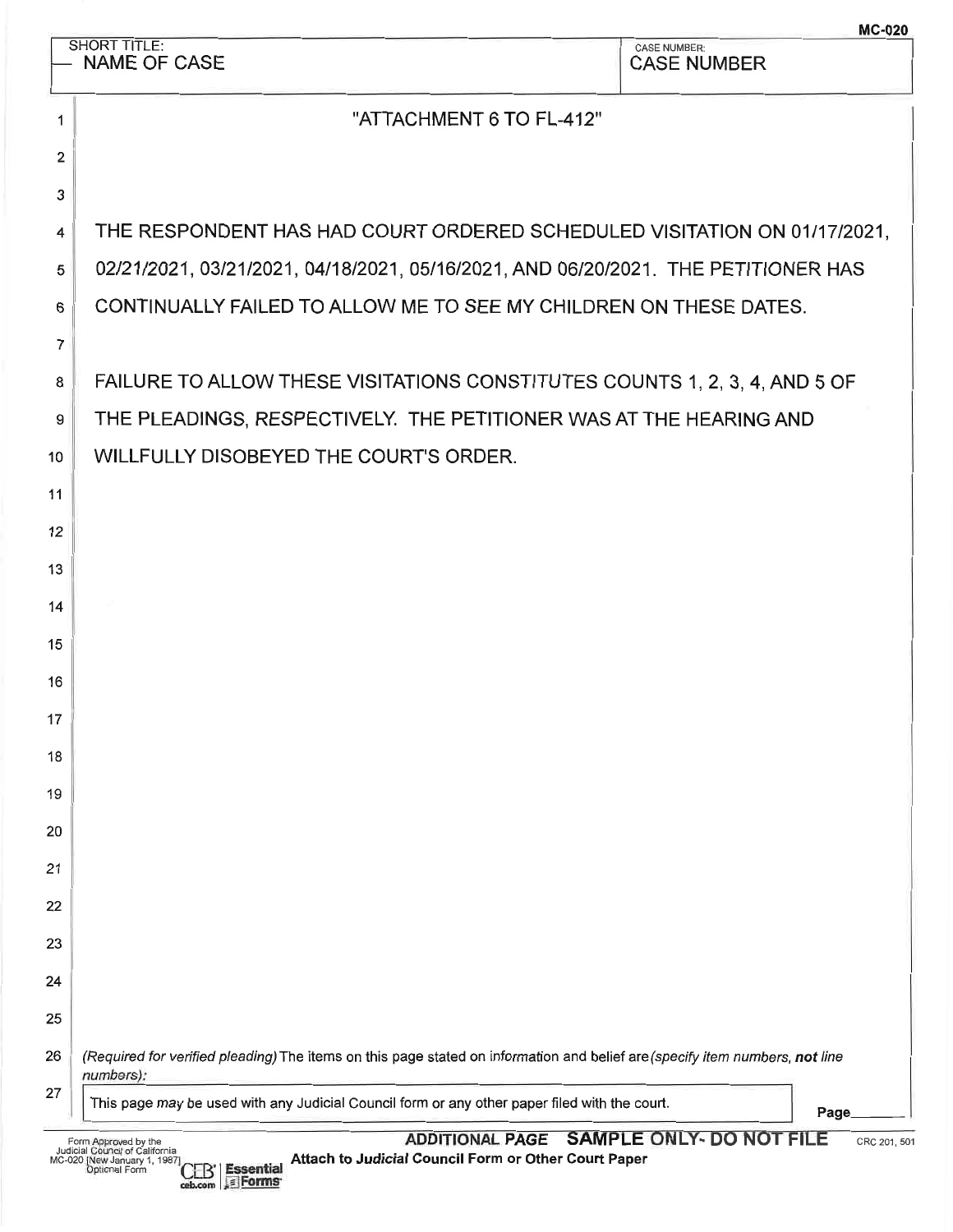SHORT TITLE: NAME OF CASE

CASE NUMBER: CASE NUMBER

"ATTACHMENT 6 TO FL-412"

THE RESPONDENT HAS HAD COURT ORDERED SCHEDULED VISITATION ON 01/17/2021, 02/21/2021, 03/21/2021, 04/18/2021, 05/16/2021, AND 06/20/2021. THE PETITIONER HAS CONTINUALLY FAILED TO ALLOW ME TO SEE MY CHILDREN ON THESE DATES.

FAILURE TO ALLOW THESE VISITATIONS CONSTITUTES COUNTS 1, 2, 3, 4, AND 5 OF THE PLEADINGS, RESPECTIVELY. THE PETITIONER WAS AT THE HEARING AND WILLFULLY DISOBEYED THE COURT'S ORDER.

*(Required for verified pleading)* The items on this page stated on information and belief are *(specify item numbers, **not** line numbers)*:

This page may be used with any Judicial Council form or any other paper filed with the court.

Page\_\_\_\_\_\_

Form Approved by the Judicial Council of California MC-020 [New January 1, 1987] Optional Form

**ADDITIONAL PAGE** **SAMPLE ONLY- DO NOT FILE**

**Attach to Judicial Council Form or Other Court Paper**

MC-020

CRC 201, 501